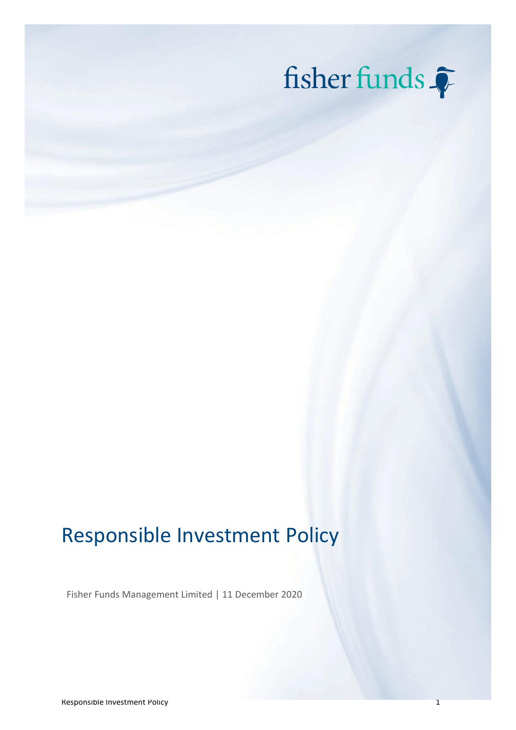fisher funds

# Responsible Investment Policy

Fisher Funds Management Limited | 11 December 2020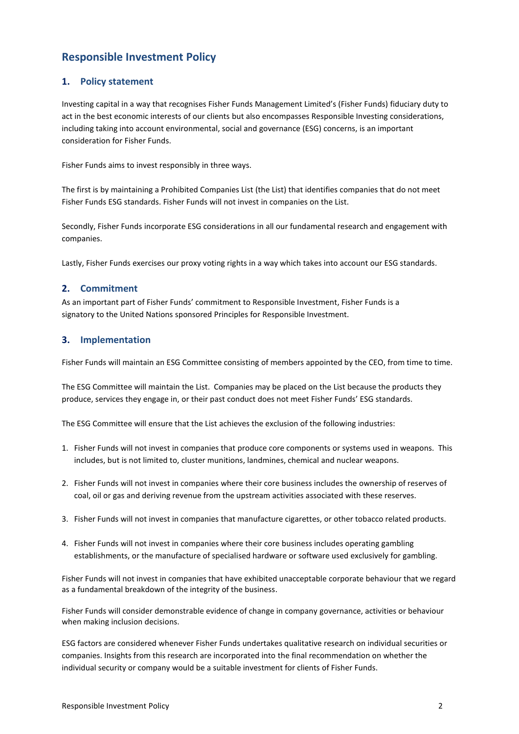# Responsible Investment Policy

## 1. Policy statement

Investing capital in a way that recognises Fisher Funds Management Limited's (Fisher Funds) fiduciary duty to act in the best economic interests of our clients but also encompasses Responsible Investing considerations, including taking into account environmental, social and governance (ESG) concerns, is an important consideration for Fisher Funds.

Fisher Funds aims to invest responsibly in three ways.

The first is by maintaining a Prohibited Companies List (the List) that identifies companies that do not meet Fisher Funds ESG standards. Fisher Funds will not invest in companies on the List.

Secondly, Fisher Funds incorporate ESG considerations in all our fundamental research and engagement with companies.

Lastly, Fisher Funds exercises our proxy voting rights in a way which takes into account our ESG standards.

## 2. Commitment

As an important part of Fisher Funds' commitment to Responsible Investment, Fisher Funds is a signatory to the United Nations sponsored Principles for Responsible Investment.

## 3. Implementation

Fisher Funds will maintain an ESG Committee consisting of members appointed by the CEO, from time to time.

The ESG Committee will maintain the List. Companies may be placed on the List because the products they produce, services they engage in, or their past conduct does not meet Fisher Funds' ESG standards.

The ESG Committee will ensure that the List achieves the exclusion of the following industries:

1. Fisher Funds will not invest in companies that produce core components or systems used in weapons. This includes, but is not limited to, cluster munitions, landmines, chemical and nuclear weapons.
2. Fisher Funds will not invest in companies where their core business includes the ownership of reserves of coal, oil or gas and deriving revenue from the upstream activities associated with these reserves.
3. Fisher Funds will not invest in companies that manufacture cigarettes, or other tobacco related products.
4. Fisher Funds will not invest in companies where their core business includes operating gambling establishments, or the manufacture of specialised hardware or software used exclusively for gambling.

Fisher Funds will not invest in companies that have exhibited unacceptable corporate behaviour that we regard as a fundamental breakdown of the integrity of the business.

Fisher Funds will consider demonstrable evidence of change in company governance, activities or behaviour when making inclusion decisions.

ESG factors are considered whenever Fisher Funds undertakes qualitative research on individual securities or companies. Insights from this research are incorporated into the final recommendation on whether the individual security or company would be a suitable investment for clients of Fisher Funds.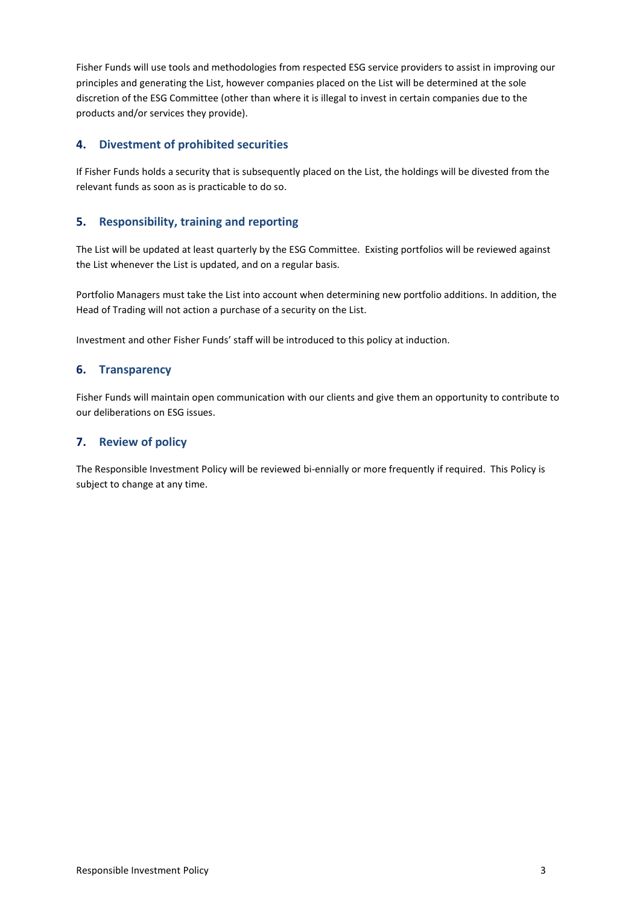Fisher Funds will use tools and methodologies from respected ESG service providers to assist in improving our principles and generating the List, however companies placed on the List will be determined at the sole discretion of the ESG Committee (other than where it is illegal to invest in certain companies due to the products and/or services they provide).

## 4. Divestment of prohibited securities

If Fisher Funds holds a security that is subsequently placed on the List, the holdings will be divested from the relevant funds as soon as is practicable to do so.

## 5. Responsibility, training and reporting

The List will be updated at least quarterly by the ESG Committee. Existing portfolios will be reviewed against the List whenever the List is updated, and on a regular basis.

Portfolio Managers must take the List into account when determining new portfolio additions. In addition, the Head of Trading will not action a purchase of a security on the List.

Investment and other Fisher Funds' staff will be introduced to this policy at induction.

## 6. Transparency

Fisher Funds will maintain open communication with our clients and give them an opportunity to contribute to our deliberations on ESG issues.

## 7. Review of policy

The Responsible Investment Policy will be reviewed bi-ennially or more frequently if required. This Policy is subject to change at any time.